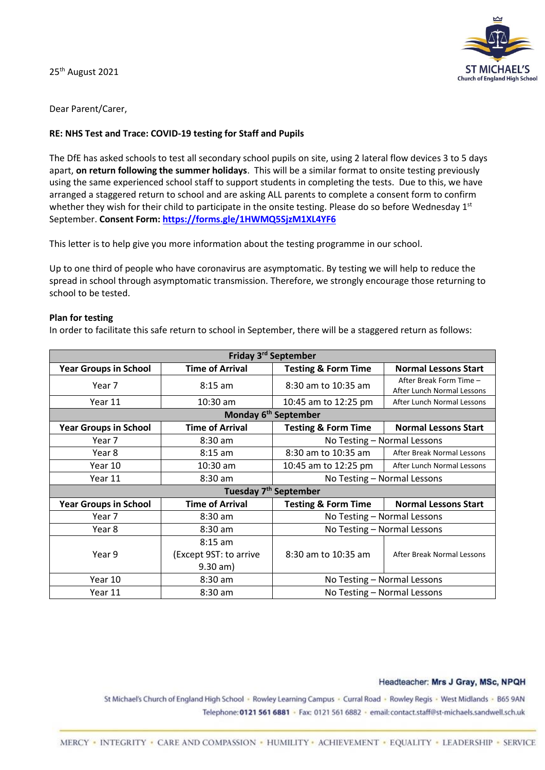25th August 2021

ST MICHAEL'S
Church of England High School

Dear Parent/Carer,

**RE: NHS Test and Trace: COVID-19 testing for Staff and Pupils**

The DfE has asked schools to test all secondary school pupils on site, using 2 lateral flow devices 3 to 5 days apart, **on return following the summer holidays**. This will be a similar format to onsite testing previously using the same experienced school staff to support students in completing the tests. Due to this, we have arranged a staggered return to school and are asking ALL parents to complete a consent form to confirm whether they wish for their child to participate in the onsite testing. Please do so before Wednesday 1st September. **Consent Form: https://forms.gle/1HWMQ5SjzM1XL4YF6**

This letter is to help give you more information about the testing programme in our school.

Up to one third of people who have coronavirus are asymptomatic. By testing we will help to reduce the spread in school through asymptomatic transmission. Therefore, we strongly encourage those returning to school to be tested.

**Plan for testing**

In order to facilitate this safe return to school in September, there will be a staggered return as follows:

| **Friday 3rd September** | | | |
|---|---|---|---|
| **Year Groups in School** | **Time of Arrival** | **Testing & Form Time** | **Normal Lessons Start** |
| Year 7 | 8:15 am | 8:30 am to 10:35 am | After Break Form Time – After Lunch Normal Lessons |
| Year 11 | 10:30 am | 10:45 am to 12:25 pm | After Lunch Normal Lessons |
| **Monday 6th September** | | | |
| **Year Groups in School** | **Time of Arrival** | **Testing & Form Time** | **Normal Lessons Start** |
| Year 7 | 8:30 am | No Testing – Normal Lessons | |
| Year 8 | 8:15 am | 8:30 am to 10:35 am | After Break Normal Lessons |
| Year 10 | 10:30 am | 10:45 am to 12:25 pm | After Lunch Normal Lessons |
| Year 11 | 8:30 am | No Testing – Normal Lessons | |
| **Tuesday 7th September** | | | |
| **Year Groups in School** | **Time of Arrival** | **Testing & Form Time** | **Normal Lessons Start** |
| Year 7 | 8:30 am | No Testing – Normal Lessons | |
| Year 8 | 8:30 am | No Testing – Normal Lessons | |
| Year 9 | 8:15 am (Except 9ST: to arrive 9.30 am) | 8:30 am to 10:35 am | After Break Normal Lessons |
| Year 10 | 8:30 am | No Testing – Normal Lessons | |
| Year 11 | 8:30 am | No Testing – Normal Lessons | |

Headteacher: **Mrs J Gray, MSc, NPQH**

St Michael's Church of England High School • Rowley Learning Campus • Curral Road • Rowley Regis • West Midlands • B65 9AN
Telephone: **0121 561 6881** • Fax: 0121 561 6882 • email: contact.staff@st-michaels.sandwell.sch.uk

MERCY • INTEGRITY • CARE AND COMPASSION • HUMILITY • ACHIEVEMENT • EQUALITY • LEADERSHIP • SERVICE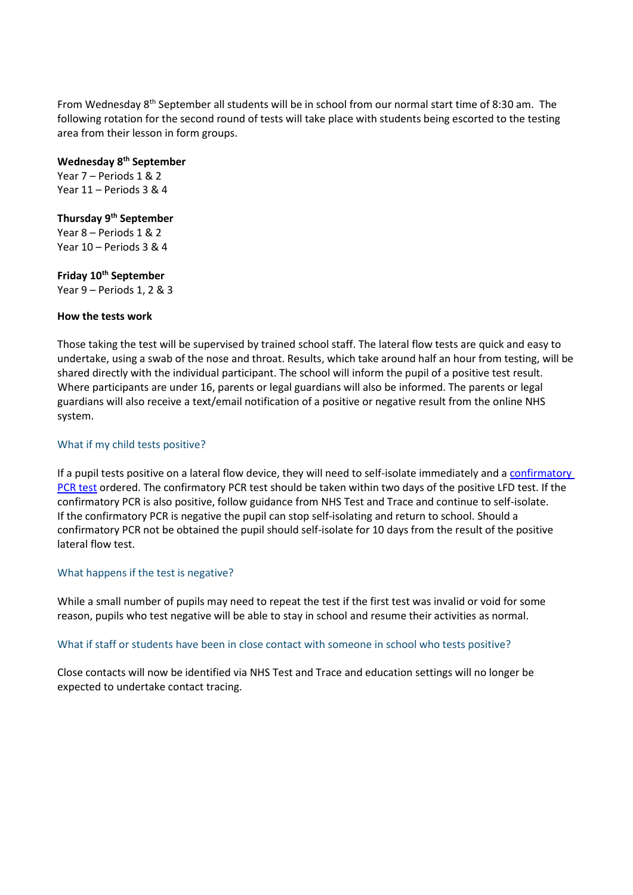From Wednesday 8th September all students will be in school from our normal start time of 8:30 am. The following rotation for the second round of tests will take place with students being escorted to the testing area from their lesson in form groups.

**Wednesday 8th September**
Year 7 – Periods 1 & 2
Year 11 – Periods 3 & 4

**Thursday 9th September**
Year 8 – Periods 1 & 2
Year 10 – Periods 3 & 4

**Friday 10th September**
Year 9 – Periods 1, 2 & 3

**How the tests work**

Those taking the test will be supervised by trained school staff. The lateral flow tests are quick and easy to undertake, using a swab of the nose and throat. Results, which take around half an hour from testing, will be shared directly with the individual participant. The school will inform the pupil of a positive test result. Where participants are under 16, parents or legal guardians will also be informed. The parents or legal guardians will also receive a text/email notification of a positive or negative result from the online NHS system.

### What if my child tests positive?

If a pupil tests positive on a lateral flow device, they will need to self-isolate immediately and a [confirmatory PCR test]() ordered. The confirmatory PCR test should be taken within two days of the positive LFD test. If the confirmatory PCR is also positive, follow guidance from NHS Test and Trace and continue to self-isolate. If the confirmatory PCR is negative the pupil can stop self-isolating and return to school. Should a confirmatory PCR not be obtained the pupil should self-isolate for 10 days from the result of the positive lateral flow test.

### What happens if the test is negative?

While a small number of pupils may need to repeat the test if the first test was invalid or void for some reason, pupils who test negative will be able to stay in school and resume their activities as normal.

### What if staff or students have been in close contact with someone in school who tests positive?

Close contacts will now be identified via NHS Test and Trace and education settings will no longer be expected to undertake contact tracing.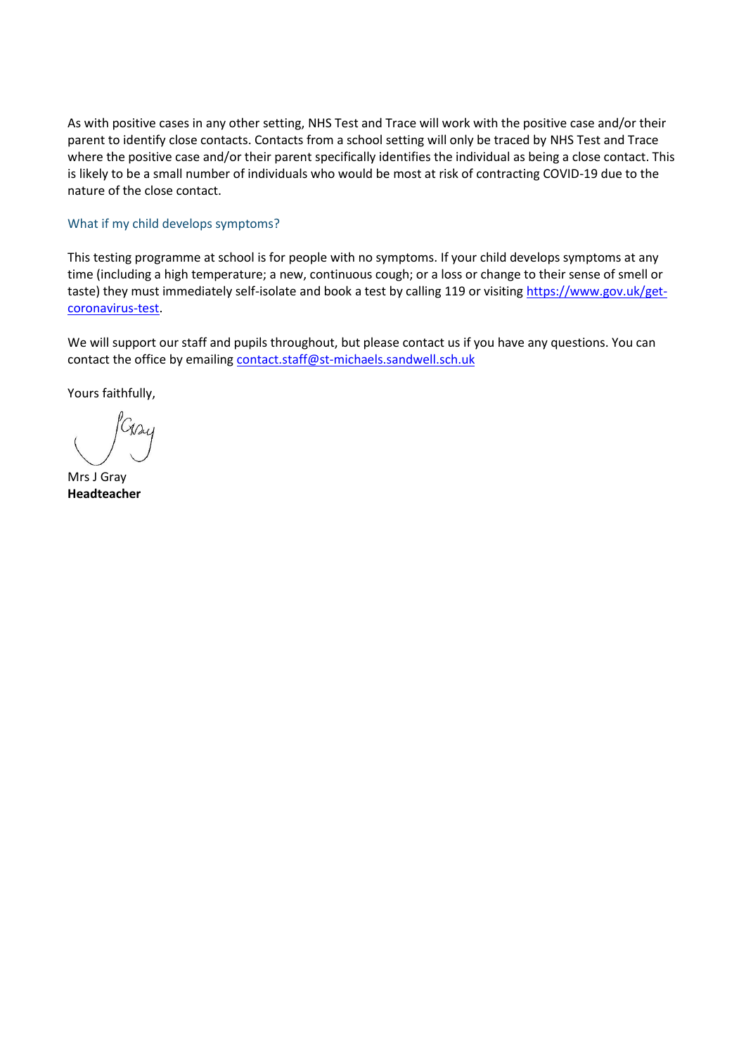As with positive cases in any other setting, NHS Test and Trace will work with the positive case and/or their parent to identify close contacts. Contacts from a school setting will only be traced by NHS Test and Trace where the positive case and/or their parent specifically identifies the individual as being a close contact. This is likely to be a small number of individuals who would be most at risk of contracting COVID-19 due to the nature of the close contact.

### What if my child develops symptoms?

This testing programme at school is for people with no symptoms. If your child develops symptoms at any time (including a high temperature; a new, continuous cough; or a loss or change to their sense of smell or taste) they must immediately self-isolate and book a test by calling 119 or visiting [https://www.gov.uk/get-coronavirus-test](https://www.gov.uk/get-coronavirus-test).

We will support our staff and pupils throughout, but please contact us if you have any questions. You can contact the office by emailing [contact.staff@st-michaels.sandwell.sch.uk](mailto:contact.staff@st-michaels.sandwell.sch.uk)

Yours faithfully,

Mrs J Gray
**Headteacher**